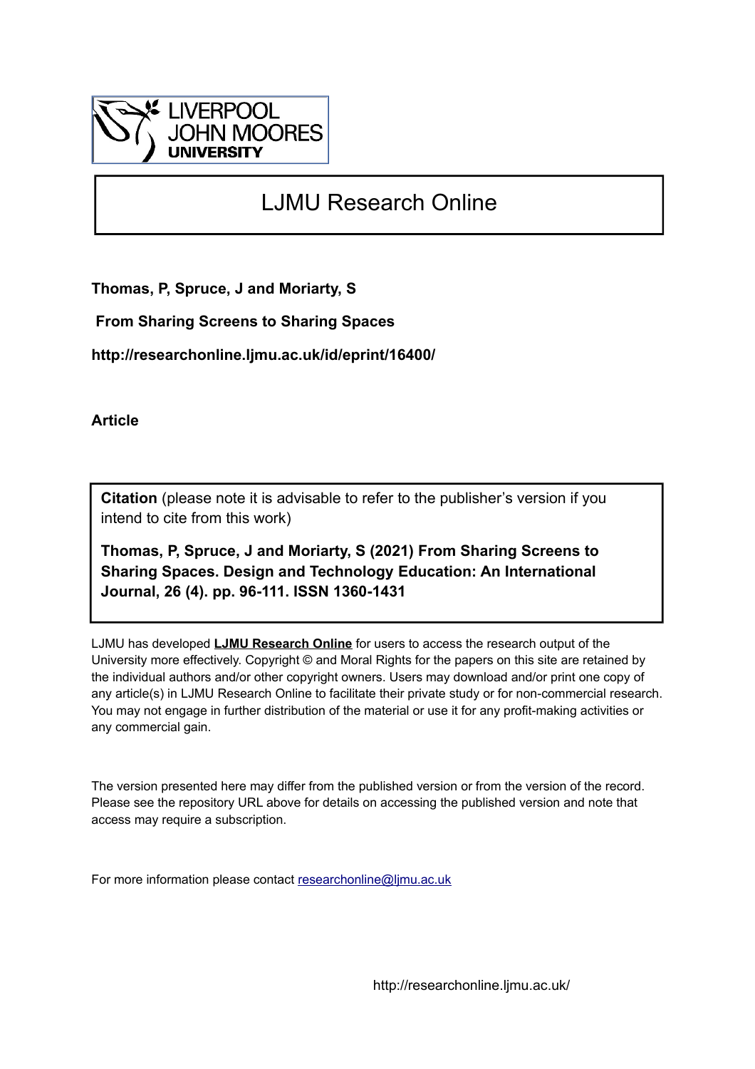# LJMU Research Online

**Thomas, P, Spruce, J and Moriarty, S**

**From Sharing Screens to Sharing Spaces**

**http://researchonline.ljmu.ac.uk/id/eprint/16400/**

**Article**

**Citation** (please note it is advisable to refer to the publisher's version if you intend to cite from this work)

**Thomas, P, Spruce, J and Moriarty, S (2021) From Sharing Screens to Sharing Spaces. Design and Technology Education: An International Journal, 26 (4). pp. 96-111. ISSN 1360-1431**

LJMU has developed **LJMU Research Online** for users to access the research output of the University more effectively. Copyright © and Moral Rights for the papers on this site are retained by the individual authors and/or other copyright owners. Users may download and/or print one copy of any article(s) in LJMU Research Online to facilitate their private study or for non-commercial research. You may not engage in further distribution of the material or use it for any profit-making activities or any commercial gain.

The version presented here may differ from the published version or from the version of the record. Please see the repository URL above for details on accessing the published version and note that access may require a subscription.

For more information please contact researchonline@ljmu.ac.uk

http://researchonline.ljmu.ac.uk/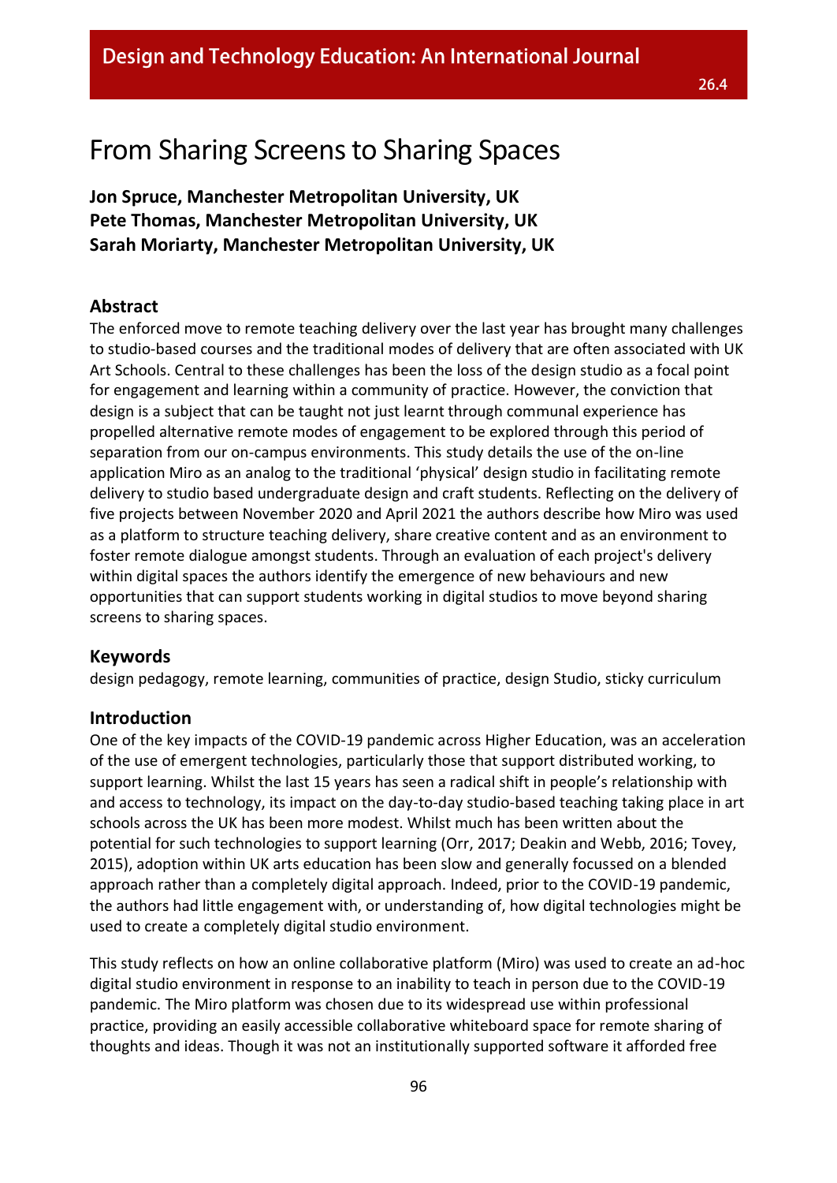# From Sharing Screens to Sharing Spaces

**Jon Spruce, Manchester Metropolitan University, UK**
**Pete Thomas, Manchester Metropolitan University, UK**
**Sarah Moriarty, Manchester Metropolitan University, UK**

## Abstract

The enforced move to remote teaching delivery over the last year has brought many challenges to studio-based courses and the traditional modes of delivery that are often associated with UK Art Schools. Central to these challenges has been the loss of the design studio as a focal point for engagement and learning within a community of practice. However, the conviction that design is a subject that can be taught not just learnt through communal experience has propelled alternative remote modes of engagement to be explored through this period of separation from our on-campus environments. This study details the use of the on-line application Miro as an analog to the traditional 'physical' design studio in facilitating remote delivery to studio based undergraduate design and craft students. Reflecting on the delivery of five projects between November 2020 and April 2021 the authors describe how Miro was used as a platform to structure teaching delivery, share creative content and as an environment to foster remote dialogue amongst students. Through an evaluation of each project's delivery within digital spaces the authors identify the emergence of new behaviours and new opportunities that can support students working in digital studios to move beyond sharing screens to sharing spaces.

## Keywords

design pedagogy, remote learning, communities of practice, design Studio, sticky curriculum

## Introduction

One of the key impacts of the COVID-19 pandemic across Higher Education, was an acceleration of the use of emergent technologies, particularly those that support distributed working, to support learning. Whilst the last 15 years has seen a radical shift in people's relationship with and access to technology, its impact on the day-to-day studio-based teaching taking place in art schools across the UK has been more modest. Whilst much has been written about the potential for such technologies to support learning (Orr, 2017; Deakin and Webb, 2016; Tovey, 2015), adoption within UK arts education has been slow and generally focussed on a blended approach rather than a completely digital approach. Indeed, prior to the COVID-19 pandemic, the authors had little engagement with, or understanding of, how digital technologies might be used to create a completely digital studio environment.

This study reflects on how an online collaborative platform (Miro) was used to create an ad-hoc digital studio environment in response to an inability to teach in person due to the COVID-19 pandemic. The Miro platform was chosen due to its widespread use within professional practice, providing an easily accessible collaborative whiteboard space for remote sharing of thoughts and ideas. Though it was not an institutionally supported software it afforded free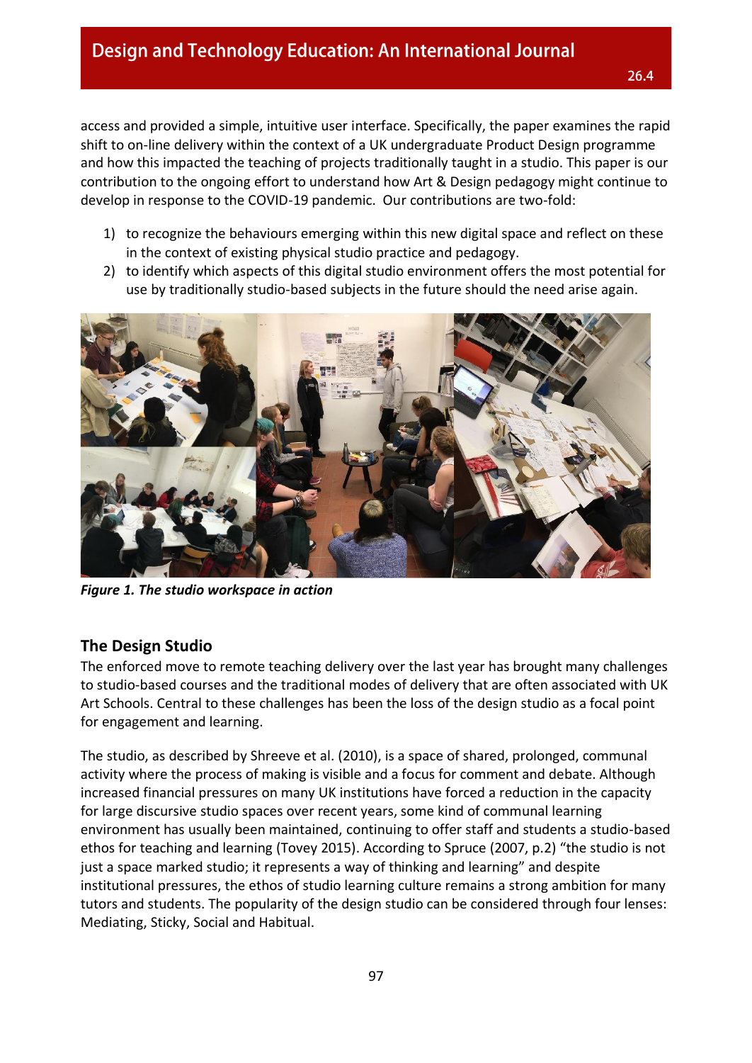access and provided a simple, intuitive user interface. Specifically, the paper examines the rapid shift to on-line delivery within the context of a UK undergraduate Product Design programme and how this impacted the teaching of projects traditionally taught in a studio. This paper is our contribution to the ongoing effort to understand how Art & Design pedagogy might continue to develop in response to the COVID-19 pandemic. Our contributions are two-fold:

1) to recognize the behaviours emerging within this new digital space and reflect on these in the context of existing physical studio practice and pedagogy.
2) to identify which aspects of this digital studio environment offers the most potential for use by traditionally studio-based subjects in the future should the need arise again.

***Figure 1. The studio workspace in action***

## The Design Studio

The enforced move to remote teaching delivery over the last year has brought many challenges to studio-based courses and the traditional modes of delivery that are often associated with UK Art Schools. Central to these challenges has been the loss of the design studio as a focal point for engagement and learning.

The studio, as described by Shreeve et al. (2010), is a space of shared, prolonged, communal activity where the process of making is visible and a focus for comment and debate. Although increased financial pressures on many UK institutions have forced a reduction in the capacity for large discursive studio spaces over recent years, some kind of communal learning environment has usually been maintained, continuing to offer staff and students a studio-based ethos for teaching and learning (Tovey 2015). According to Spruce (2007, p.2) "the studio is not just a space marked studio; it represents a way of thinking and learning" and despite institutional pressures, the ethos of studio learning culture remains a strong ambition for many tutors and students. The popularity of the design studio can be considered through four lenses: Mediating, Sticky, Social and Habitual.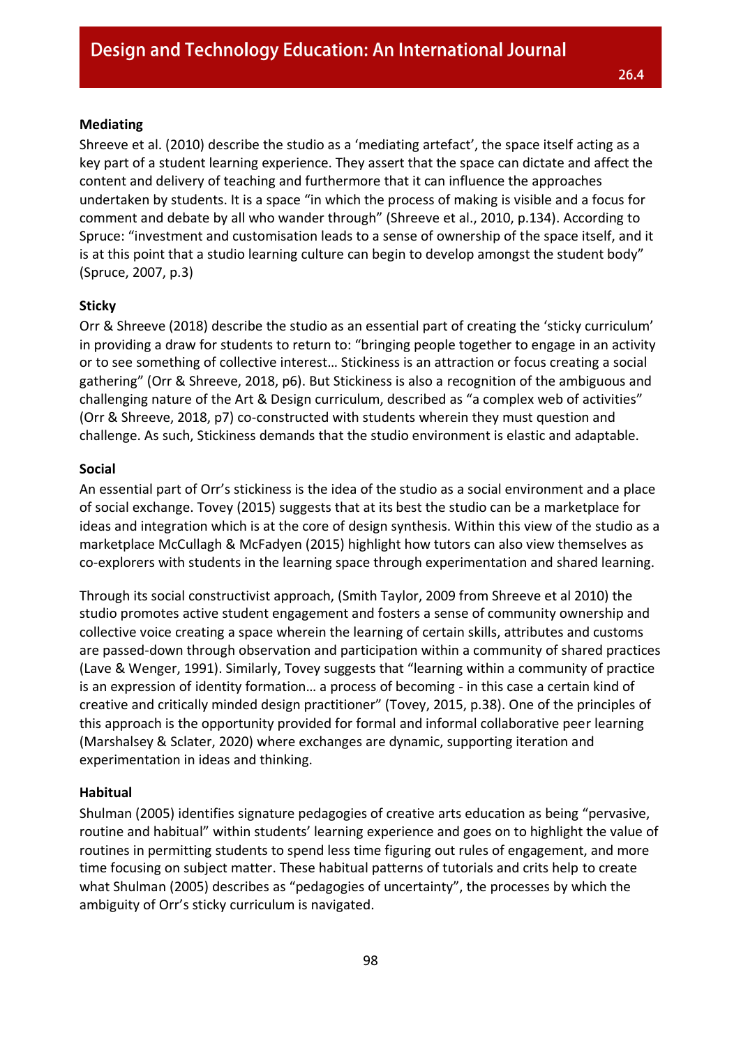**Mediating**

Shreeve et al. (2010) describe the studio as a 'mediating artefact', the space itself acting as a key part of a student learning experience. They assert that the space can dictate and affect the content and delivery of teaching and furthermore that it can influence the approaches undertaken by students. It is a space "in which the process of making is visible and a focus for comment and debate by all who wander through" (Shreeve et al., 2010, p.134). According to Spruce: "investment and customisation leads to a sense of ownership of the space itself, and it is at this point that a studio learning culture can begin to develop amongst the student body" (Spruce, 2007, p.3)

**Sticky**

Orr & Shreeve (2018) describe the studio as an essential part of creating the 'sticky curriculum' in providing a draw for students to return to: "bringing people together to engage in an activity or to see something of collective interest… Stickiness is an attraction or focus creating a social gathering" (Orr & Shreeve, 2018, p6). But Stickiness is also a recognition of the ambiguous and challenging nature of the Art & Design curriculum, described as "a complex web of activities" (Orr & Shreeve, 2018, p7) co-constructed with students wherein they must question and challenge. As such, Stickiness demands that the studio environment is elastic and adaptable.

**Social**

An essential part of Orr's stickiness is the idea of the studio as a social environment and a place of social exchange. Tovey (2015) suggests that at its best the studio can be a marketplace for ideas and integration which is at the core of design synthesis. Within this view of the studio as a marketplace McCullagh & McFadyen (2015) highlight how tutors can also view themselves as co-explorers with students in the learning space through experimentation and shared learning.

Through its social constructivist approach, (Smith Taylor, 2009 from Shreeve et al 2010) the studio promotes active student engagement and fosters a sense of community ownership and collective voice creating a space wherein the learning of certain skills, attributes and customs are passed-down through observation and participation within a community of shared practices (Lave & Wenger, 1991). Similarly, Tovey suggests that "learning within a community of practice is an expression of identity formation… a process of becoming - in this case a certain kind of creative and critically minded design practitioner" (Tovey, 2015, p.38). One of the principles of this approach is the opportunity provided for formal and informal collaborative peer learning (Marshalsey & Sclater, 2020) where exchanges are dynamic, supporting iteration and experimentation in ideas and thinking.

**Habitual**

Shulman (2005) identifies signature pedagogies of creative arts education as being "pervasive, routine and habitual" within students' learning experience and goes on to highlight the value of routines in permitting students to spend less time figuring out rules of engagement, and more time focusing on subject matter. These habitual patterns of tutorials and crits help to create what Shulman (2005) describes as "pedagogies of uncertainty", the processes by which the ambiguity of Orr's sticky curriculum is navigated.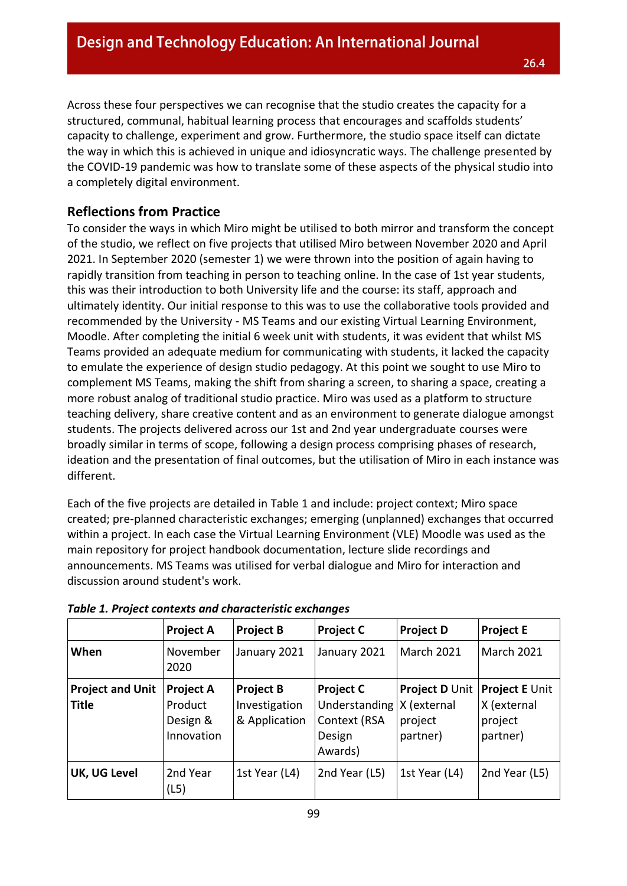Across these four perspectives we can recognise that the studio creates the capacity for a structured, communal, habitual learning process that encourages and scaffolds students' capacity to challenge, experiment and grow. Furthermore, the studio space itself can dictate the way in which this is achieved in unique and idiosyncratic ways. The challenge presented by the COVID-19 pandemic was how to translate some of these aspects of the physical studio into a completely digital environment.

## Reflections from Practice

To consider the ways in which Miro might be utilised to both mirror and transform the concept of the studio, we reflect on five projects that utilised Miro between November 2020 and April 2021. In September 2020 (semester 1) we were thrown into the position of again having to rapidly transition from teaching in person to teaching online. In the case of 1st year students, this was their introduction to both University life and the course: its staff, approach and ultimately identity. Our initial response to this was to use the collaborative tools provided and recommended by the University - MS Teams and our existing Virtual Learning Environment, Moodle. After completing the initial 6 week unit with students, it was evident that whilst MS Teams provided an adequate medium for communicating with students, it lacked the capacity to emulate the experience of design studio pedagogy. At this point we sought to use Miro to complement MS Teams, making the shift from sharing a screen, to sharing a space, creating a more robust analog of traditional studio practice. Miro was used as a platform to structure teaching delivery, share creative content and as an environment to generate dialogue amongst students. The projects delivered across our 1st and 2nd year undergraduate courses were broadly similar in terms of scope, following a design process comprising phases of research, ideation and the presentation of final outcomes, but the utilisation of Miro in each instance was different.

Each of the five projects are detailed in Table 1 and include: project context; Miro space created; pre-planned characteristic exchanges; emerging (unplanned) exchanges that occurred within a project. In each case the Virtual Learning Environment (VLE) Moodle was used as the main repository for project handbook documentation, lecture slide recordings and announcements. MS Teams was utilised for verbal dialogue and Miro for interaction and discussion around student's work.

***Table 1. Project contexts and characteristic exchanges***

| | **Project A** | **Project B** | **Project C** | **Project D** | **Project E** |
|---|---|---|---|---|---|
| **When** | November 2020 | January 2021 | January 2021 | March 2021 | March 2021 |
| **Project and Unit Title** | **Project A** Product Design & Innovation | **Project B** Investigation & Application | **Project C** Understanding Context (RSA Design Awards) | **Project D** Unit X (external project partner) | **Project E** Unit X (external project partner) |
| **UK, UG Level** | 2nd Year (L5) | 1st Year (L4) | 2nd Year (L5) | 1st Year (L4) | 2nd Year (L5) |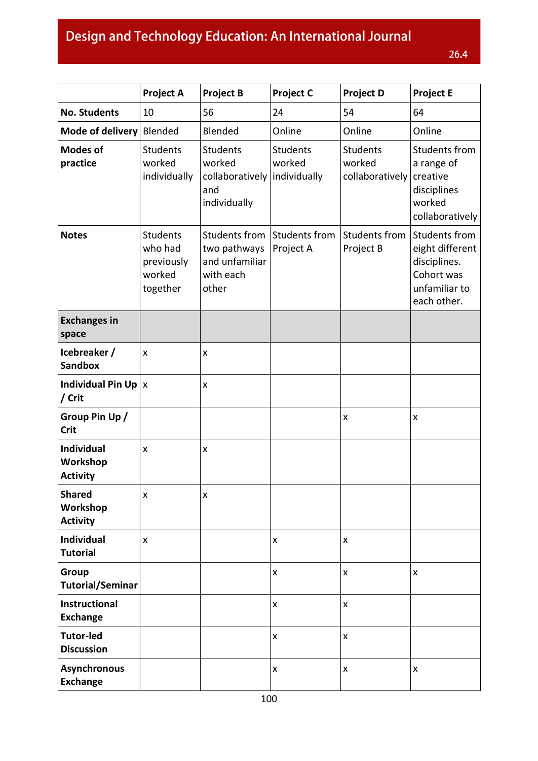| | Project A | Project B | Project C | Project D | Project E |
|---|---|---|---|---|---|
| **No. Students** | 10 | 56 | 24 | 54 | 64 |
| **Mode of delivery** | Blended | Blended | Online | Online | Online |
| **Modes of practice** | Students worked individually | Students worked collaboratively and individually | Students worked individually | Students worked collaboratively | Students from a range of creative disciplines worked collaboratively |
| **Notes** | Students who had previously worked together | Students from two pathways and unfamiliar with each other | Students from Project A | Students from Project B | Students from eight different disciplines. Cohort was unfamiliar to each other. |
| **Exchanges in space** | | | | | |
| **Icebreaker / Sandbox** | x | x | | | |
| **Individual Pin Up / Crit** | x | x | | | |
| **Group Pin Up / Crit** | | | | x | x |
| **Individual Workshop Activity** | x | x | | | |
| **Shared Workshop Activity** | x | x | | | |
| **Individual Tutorial** | x | | x | x | |
| **Group Tutorial/Seminar** | | | x | x | x |
| **Instructional Exchange** | | | x | x | |
| **Tutor-led Discussion** | | | x | x | |
| **Asynchronous Exchange** | | | x | x | x |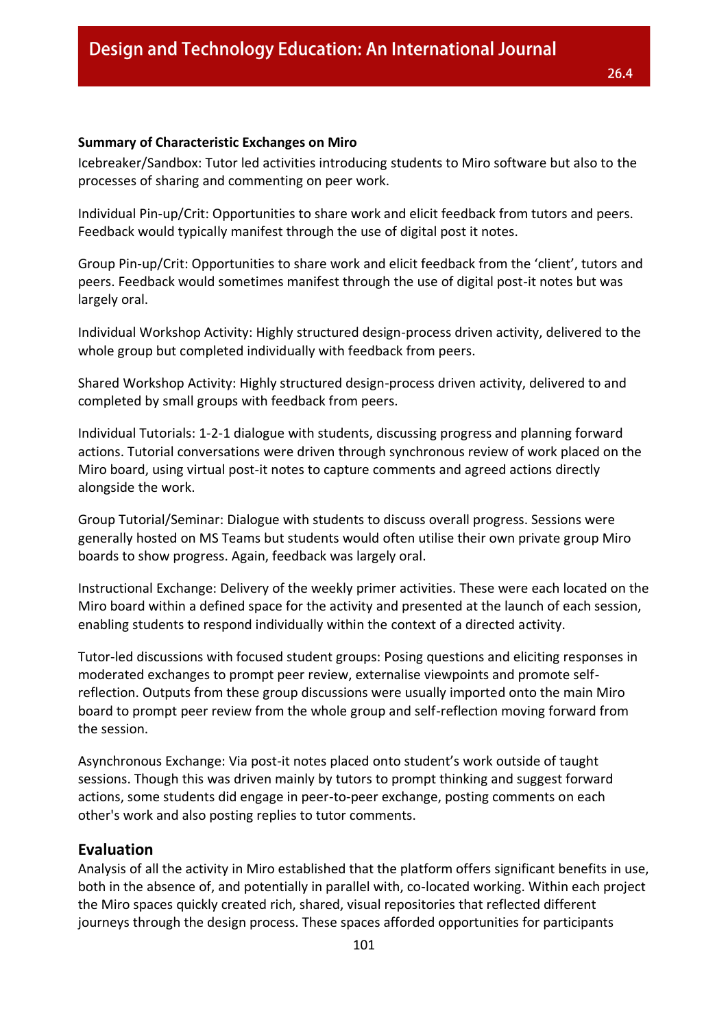**Summary of Characteristic Exchanges on Miro**

Icebreaker/Sandbox: Tutor led activities introducing students to Miro software but also to the processes of sharing and commenting on peer work.

Individual Pin-up/Crit: Opportunities to share work and elicit feedback from tutors and peers. Feedback would typically manifest through the use of digital post it notes.

Group Pin-up/Crit: Opportunities to share work and elicit feedback from the 'client', tutors and peers. Feedback would sometimes manifest through the use of digital post-it notes but was largely oral.

Individual Workshop Activity: Highly structured design-process driven activity, delivered to the whole group but completed individually with feedback from peers.

Shared Workshop Activity: Highly structured design-process driven activity, delivered to and completed by small groups with feedback from peers.

Individual Tutorials: 1-2-1 dialogue with students, discussing progress and planning forward actions. Tutorial conversations were driven through synchronous review of work placed on the Miro board, using virtual post-it notes to capture comments and agreed actions directly alongside the work.

Group Tutorial/Seminar: Dialogue with students to discuss overall progress. Sessions were generally hosted on MS Teams but students would often utilise their own private group Miro boards to show progress. Again, feedback was largely oral.

Instructional Exchange: Delivery of the weekly primer activities. These were each located on the Miro board within a defined space for the activity and presented at the launch of each session, enabling students to respond individually within the context of a directed activity.

Tutor-led discussions with focused student groups: Posing questions and eliciting responses in moderated exchanges to prompt peer review, externalise viewpoints and promote self-reflection. Outputs from these group discussions were usually imported onto the main Miro board to prompt peer review from the whole group and self-reflection moving forward from the session.

Asynchronous Exchange: Via post-it notes placed onto student's work outside of taught sessions. Though this was driven mainly by tutors to prompt thinking and suggest forward actions, some students did engage in peer-to-peer exchange, posting comments on each other's work and also posting replies to tutor comments.

## Evaluation

Analysis of all the activity in Miro established that the platform offers significant benefits in use, both in the absence of, and potentially in parallel with, co-located working. Within each project the Miro spaces quickly created rich, shared, visual repositories that reflected different journeys through the design process. These spaces afforded opportunities for participants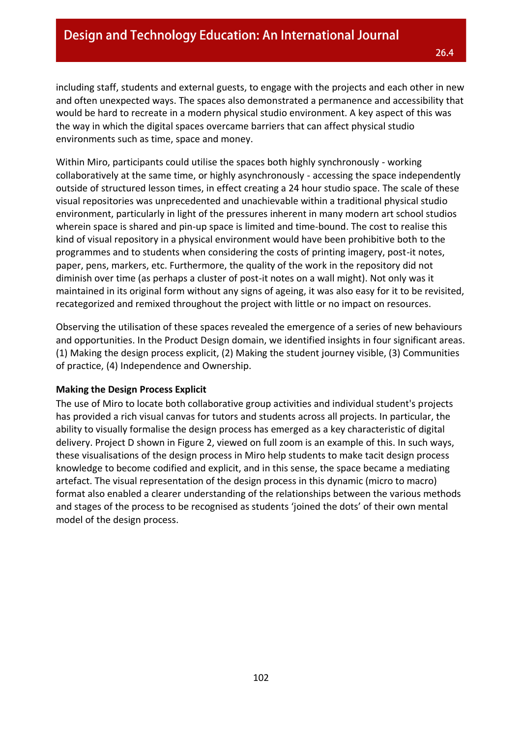including staff, students and external guests, to engage with the projects and each other in new and often unexpected ways. The spaces also demonstrated a permanence and accessibility that would be hard to recreate in a modern physical studio environment. A key aspect of this was the way in which the digital spaces overcame barriers that can affect physical studio environments such as time, space and money.

Within Miro, participants could utilise the spaces both highly synchronously - working collaboratively at the same time, or highly asynchronously - accessing the space independently outside of structured lesson times, in effect creating a 24 hour studio space. The scale of these visual repositories was unprecedented and unachievable within a traditional physical studio environment, particularly in light of the pressures inherent in many modern art school studios wherein space is shared and pin-up space is limited and time-bound. The cost to realise this kind of visual repository in a physical environment would have been prohibitive both to the programmes and to students when considering the costs of printing imagery, post-it notes, paper, pens, markers, etc. Furthermore, the quality of the work in the repository did not diminish over time (as perhaps a cluster of post-it notes on a wall might). Not only was it maintained in its original form without any signs of ageing, it was also easy for it to be revisited, recategorized and remixed throughout the project with little or no impact on resources.

Observing the utilisation of these spaces revealed the emergence of a series of new behaviours and opportunities. In the Product Design domain, we identified insights in four significant areas. (1) Making the design process explicit, (2) Making the student journey visible, (3) Communities of practice, (4) Independence and Ownership.

**Making the Design Process Explicit**

The use of Miro to locate both collaborative group activities and individual student's projects has provided a rich visual canvas for tutors and students across all projects. In particular, the ability to visually formalise the design process has emerged as a key characteristic of digital delivery. Project D shown in Figure 2, viewed on full zoom is an example of this. In such ways, these visualisations of the design process in Miro help students to make tacit design process knowledge to become codified and explicit, and in this sense, the space became a mediating artefact. The visual representation of the design process in this dynamic (micro to macro) format also enabled a clearer understanding of the relationships between the various methods and stages of the process to be recognised as students 'joined the dots' of their own mental model of the design process.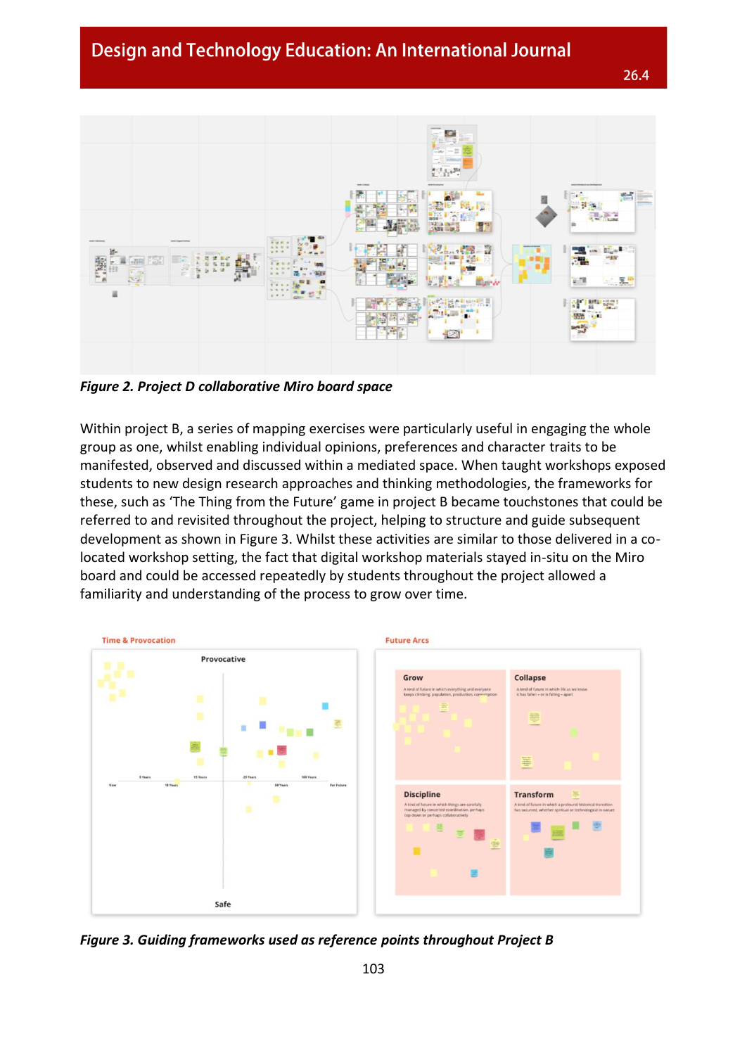*Figure 2. Project D collaborative Miro board space*

Within project B, a series of mapping exercises were particularly useful in engaging the whole group as one, whilst enabling individual opinions, preferences and character traits to be manifested, observed and discussed within a mediated space. When taught workshops exposed students to new design research approaches and thinking methodologies, the frameworks for these, such as 'The Thing from the Future' game in project B became touchstones that could be referred to and revisited throughout the project, helping to structure and guide subsequent development as shown in Figure 3. Whilst these activities are similar to those delivered in a co-located workshop setting, the fact that digital workshop materials stayed in-situ on the Miro board and could be accessed repeatedly by students throughout the project allowed a familiarity and understanding of the process to grow over time.

*Figure 3. Guiding frameworks used as reference points throughout Project B*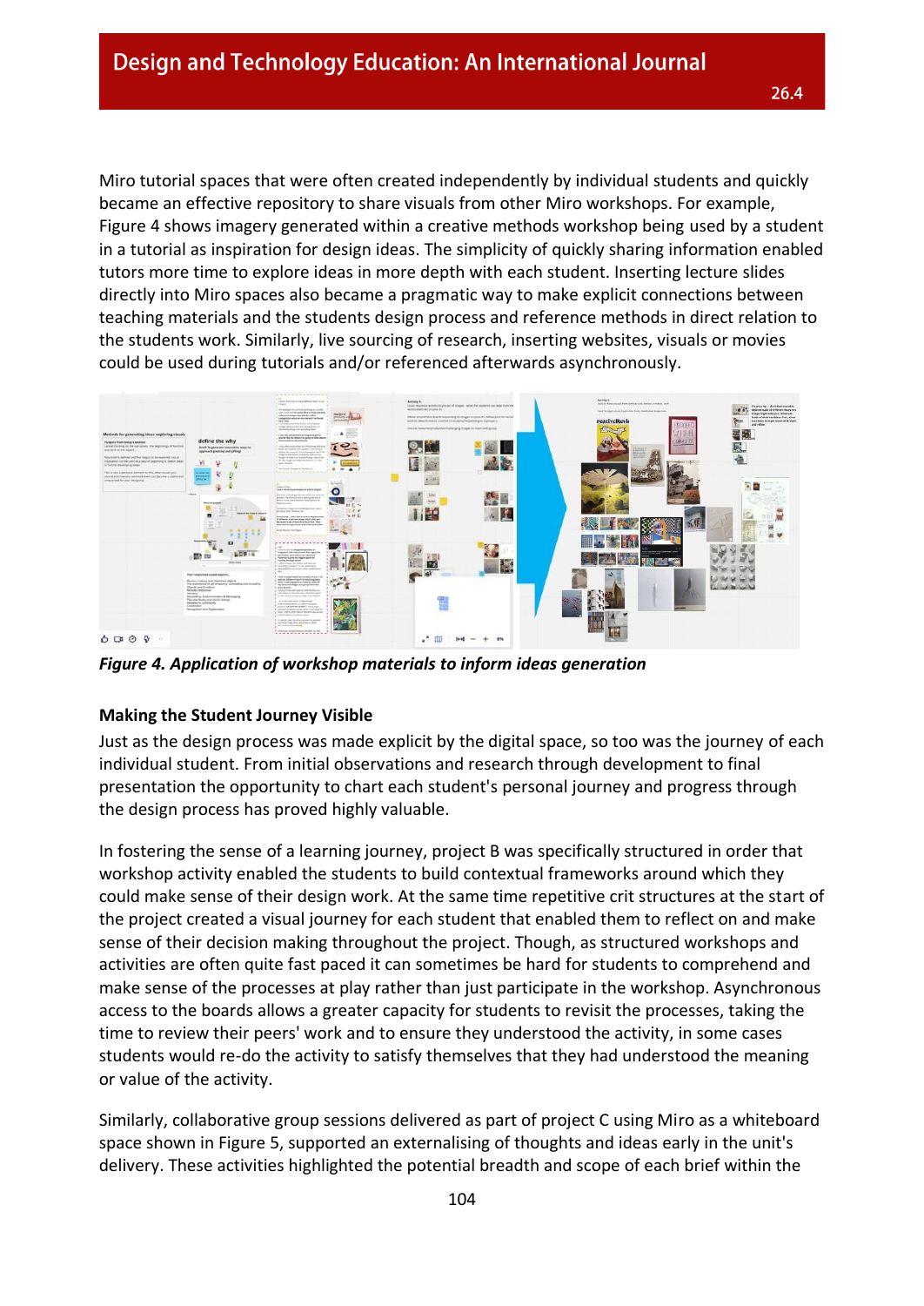Miro tutorial spaces that were often created independently by individual students and quickly became an effective repository to share visuals from other Miro workshops. For example, Figure 4 shows imagery generated within a creative methods workshop being used by a student in a tutorial as inspiration for design ideas. The simplicity of quickly sharing information enabled tutors more time to explore ideas in more depth with each student. Inserting lecture slides directly into Miro spaces also became a pragmatic way to make explicit connections between teaching materials and the students design process and reference methods in direct relation to the students work. Similarly, live sourcing of research, inserting websites, visuals or movies could be used during tutorials and/or referenced afterwards asynchronously.

***Figure 4. Application of workshop materials to inform ideas generation***

**Making the Student Journey Visible**

Just as the design process was made explicit by the digital space, so too was the journey of each individual student. From initial observations and research through development to final presentation the opportunity to chart each student's personal journey and progress through the design process has proved highly valuable.

In fostering the sense of a learning journey, project B was specifically structured in order that workshop activity enabled the students to build contextual frameworks around which they could make sense of their design work. At the same time repetitive crit structures at the start of the project created a visual journey for each student that enabled them to reflect on and make sense of their decision making throughout the project. Though, as structured workshops and activities are often quite fast paced it can sometimes be hard for students to comprehend and make sense of the processes at play rather than just participate in the workshop. Asynchronous access to the boards allows a greater capacity for students to revisit the processes, taking the time to review their peers' work and to ensure they understood the activity, in some cases students would re-do the activity to satisfy themselves that they had understood the meaning or value of the activity.

Similarly, collaborative group sessions delivered as part of project C using Miro as a whiteboard space shown in Figure 5, supported an externalising of thoughts and ideas early in the unit's delivery. These activities highlighted the potential breadth and scope of each brief within the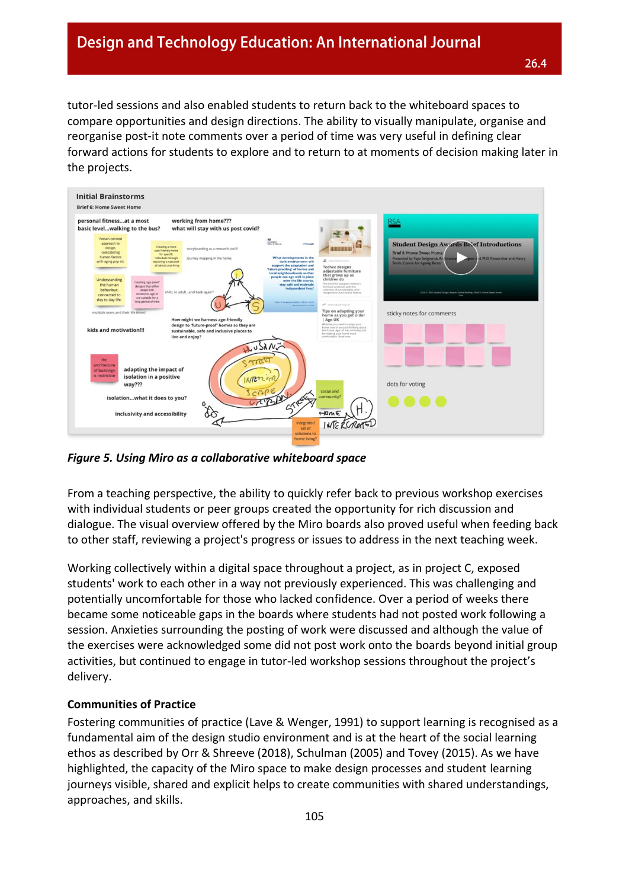tutor-led sessions and also enabled students to return back to the whiteboard spaces to compare opportunities and design directions. The ability to visually manipulate, organise and reorganise post-it note comments over a period of time was very useful in defining clear forward actions for students to explore and to return to at moments of decision making later in the projects.

***Figure 5. Using Miro as a collaborative whiteboard space***

From a teaching perspective, the ability to quickly refer back to previous workshop exercises with individual students or peer groups created the opportunity for rich discussion and dialogue. The visual overview offered by the Miro boards also proved useful when feeding back to other staff, reviewing a project's progress or issues to address in the next teaching week.

Working collectively within a digital space throughout a project, as in project C, exposed students' work to each other in a way not previously experienced. This was challenging and potentially uncomfortable for those who lacked confidence. Over a period of weeks there became some noticeable gaps in the boards where students had not posted work following a session. Anxieties surrounding the posting of work were discussed and although the value of the exercises were acknowledged some did not post work onto the boards beyond initial group activities, but continued to engage in tutor-led workshop sessions throughout the project's delivery.

**Communities of Practice**

Fostering communities of practice (Lave & Wenger, 1991) to support learning is recognised as a fundamental aim of the design studio environment and is at the heart of the social learning ethos as described by Orr & Shreeve (2018), Schulman (2005) and Tovey (2015). As we have highlighted, the capacity of the Miro space to make design processes and student learning journeys visible, shared and explicit helps to create communities with shared understandings, approaches, and skills.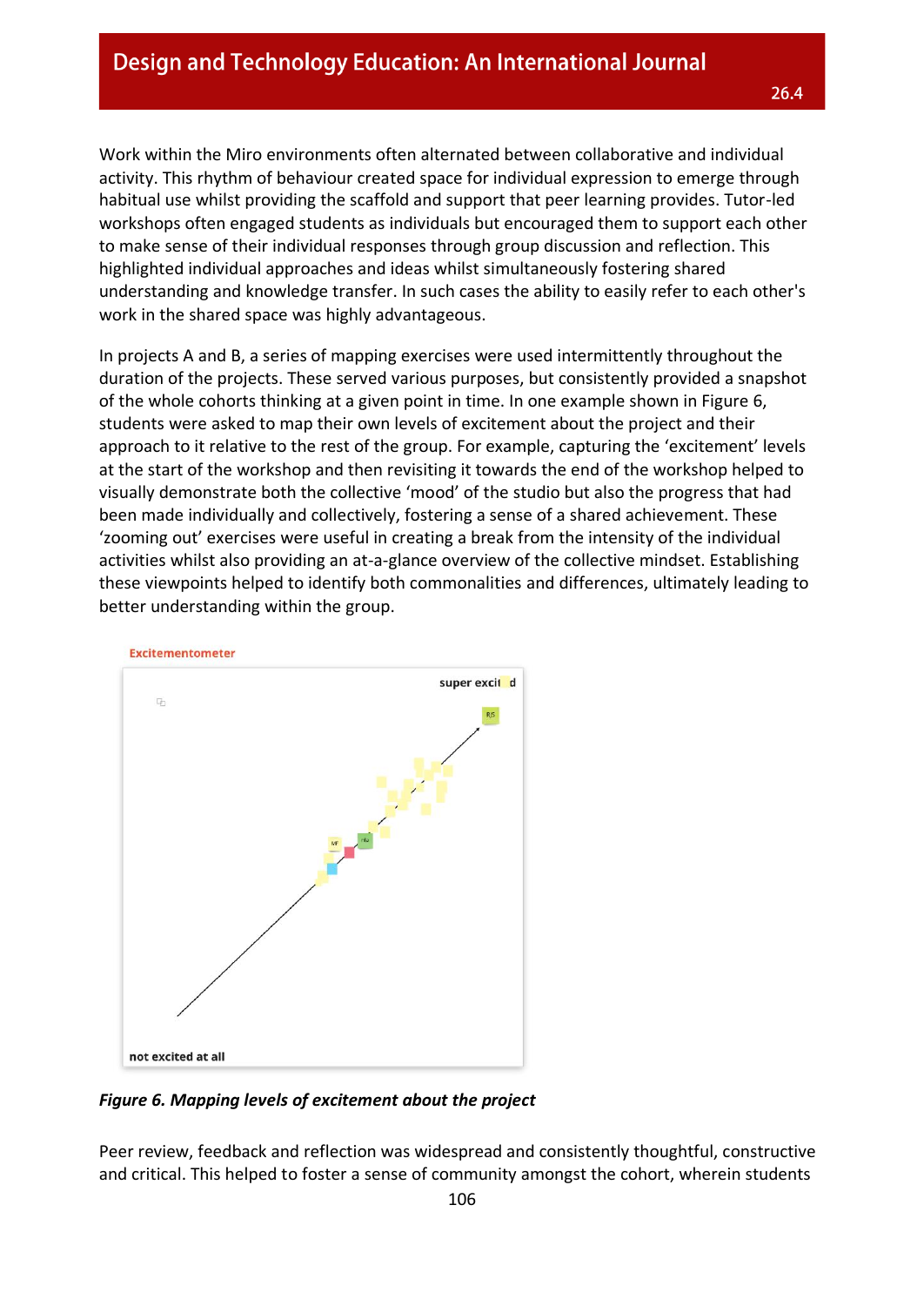Work within the Miro environments often alternated between collaborative and individual activity. This rhythm of behaviour created space for individual expression to emerge through habitual use whilst providing the scaffold and support that peer learning provides. Tutor-led workshops often engaged students as individuals but encouraged them to support each other to make sense of their individual responses through group discussion and reflection. This highlighted individual approaches and ideas whilst simultaneously fostering shared understanding and knowledge transfer. In such cases the ability to easily refer to each other's work in the shared space was highly advantageous.

In projects A and B, a series of mapping exercises were used intermittently throughout the duration of the projects. These served various purposes, but consistently provided a snapshot of the whole cohorts thinking at a given point in time. In one example shown in Figure 6, students were asked to map their own levels of excitement about the project and their approach to it relative to the rest of the group. For example, capturing the 'excitement' levels at the start of the workshop and then revisiting it towards the end of the workshop helped to visually demonstrate both the collective 'mood' of the studio but also the progress that had been made individually and collectively, fostering a sense of a shared achievement. These 'zooming out' exercises were useful in creating a break from the intensity of the individual activities whilst also providing an at-a-glance overview of the collective mindset. Establishing these viewpoints helped to identify both commonalities and differences, ultimately leading to better understanding within the group.

Excitementometer

super excited

not excited at all

*Figure 6. Mapping levels of excitement about the project*

Peer review, feedback and reflection was widespread and consistently thoughtful, constructive and critical. This helped to foster a sense of community amongst the cohort, wherein students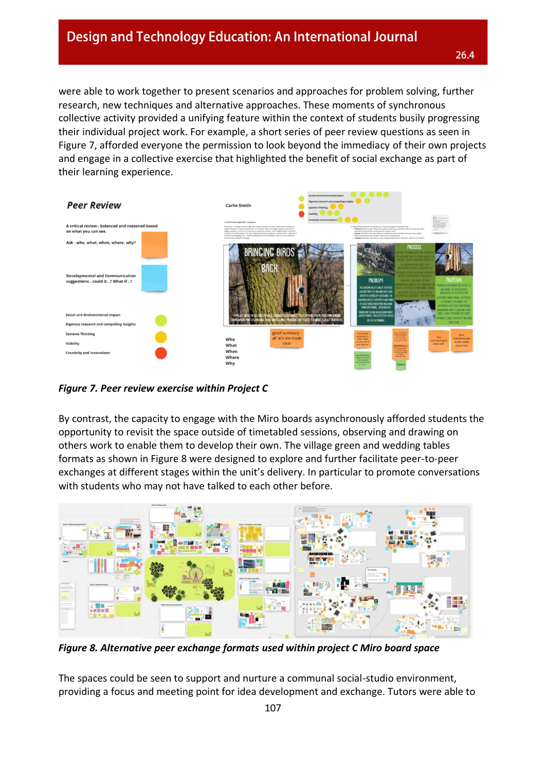were able to work together to present scenarios and approaches for problem solving, further research, new techniques and alternative approaches. These moments of synchronous collective activity provided a unifying feature within the context of students busily progressing their individual project work. For example, a short series of peer review questions as seen in Figure 7, afforded everyone the permission to look beyond the immediacy of their own projects and engage in a collective exercise that highlighted the benefit of social exchange as part of their learning experience.

***Figure 7. Peer review exercise within Project C***

By contrast, the capacity to engage with the Miro boards asynchronously afforded students the opportunity to revisit the space outside of timetabled sessions, observing and drawing on others work to enable them to develop their own. The village green and wedding tables formats as shown in Figure 8 were designed to explore and further facilitate peer-to-peer exchanges at different stages within the unit's delivery. In particular to promote conversations with students who may not have talked to each other before.

***Figure 8. Alternative peer exchange formats used within project C Miro board space***

The spaces could be seen to support and nurture a communal social-studio environment, providing a focus and meeting point for idea development and exchange. Tutors were able to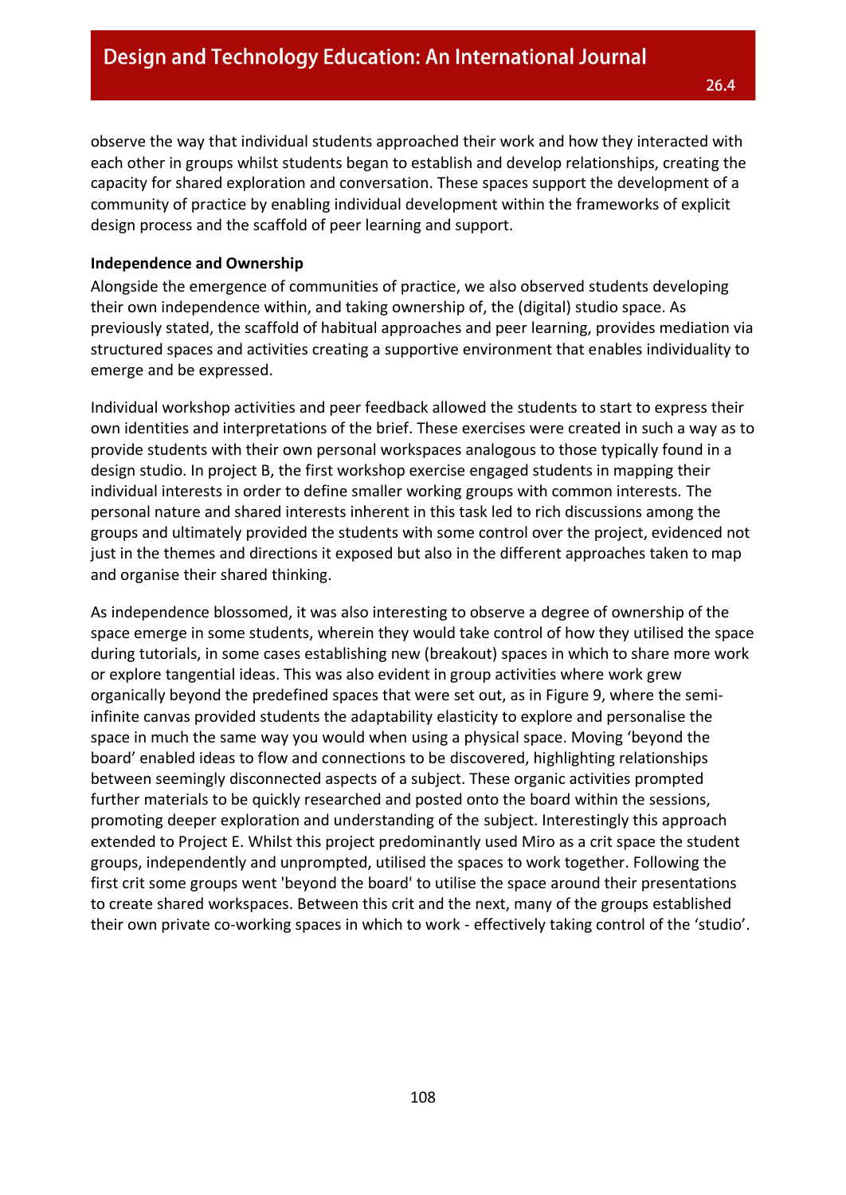observe the way that individual students approached their work and how they interacted with each other in groups whilst students began to establish and develop relationships, creating the capacity for shared exploration and conversation. These spaces support the development of a community of practice by enabling individual development within the frameworks of explicit design process and the scaffold of peer learning and support.

**Independence and Ownership**

Alongside the emergence of communities of practice, we also observed students developing their own independence within, and taking ownership of, the (digital) studio space. As previously stated, the scaffold of habitual approaches and peer learning, provides mediation via structured spaces and activities creating a supportive environment that enables individuality to emerge and be expressed.

Individual workshop activities and peer feedback allowed the students to start to express their own identities and interpretations of the brief. These exercises were created in such a way as to provide students with their own personal workspaces analogous to those typically found in a design studio. In project B, the first workshop exercise engaged students in mapping their individual interests in order to define smaller working groups with common interests. The personal nature and shared interests inherent in this task led to rich discussions among the groups and ultimately provided the students with some control over the project, evidenced not just in the themes and directions it exposed but also in the different approaches taken to map and organise their shared thinking.

As independence blossomed, it was also interesting to observe a degree of ownership of the space emerge in some students, wherein they would take control of how they utilised the space during tutorials, in some cases establishing new (breakout) spaces in which to share more work or explore tangential ideas. This was also evident in group activities where work grew organically beyond the predefined spaces that were set out, as in Figure 9, where the semi-infinite canvas provided students the adaptability elasticity to explore and personalise the space in much the same way you would when using a physical space. Moving 'beyond the board' enabled ideas to flow and connections to be discovered, highlighting relationships between seemingly disconnected aspects of a subject. These organic activities prompted further materials to be quickly researched and posted onto the board within the sessions, promoting deeper exploration and understanding of the subject. Interestingly this approach extended to Project E. Whilst this project predominantly used Miro as a crit space the student groups, independently and unprompted, utilised the spaces to work together. Following the first crit some groups went 'beyond the board' to utilise the space around their presentations to create shared workspaces. Between this crit and the next, many of the groups established their own private co-working spaces in which to work - effectively taking control of the 'studio'.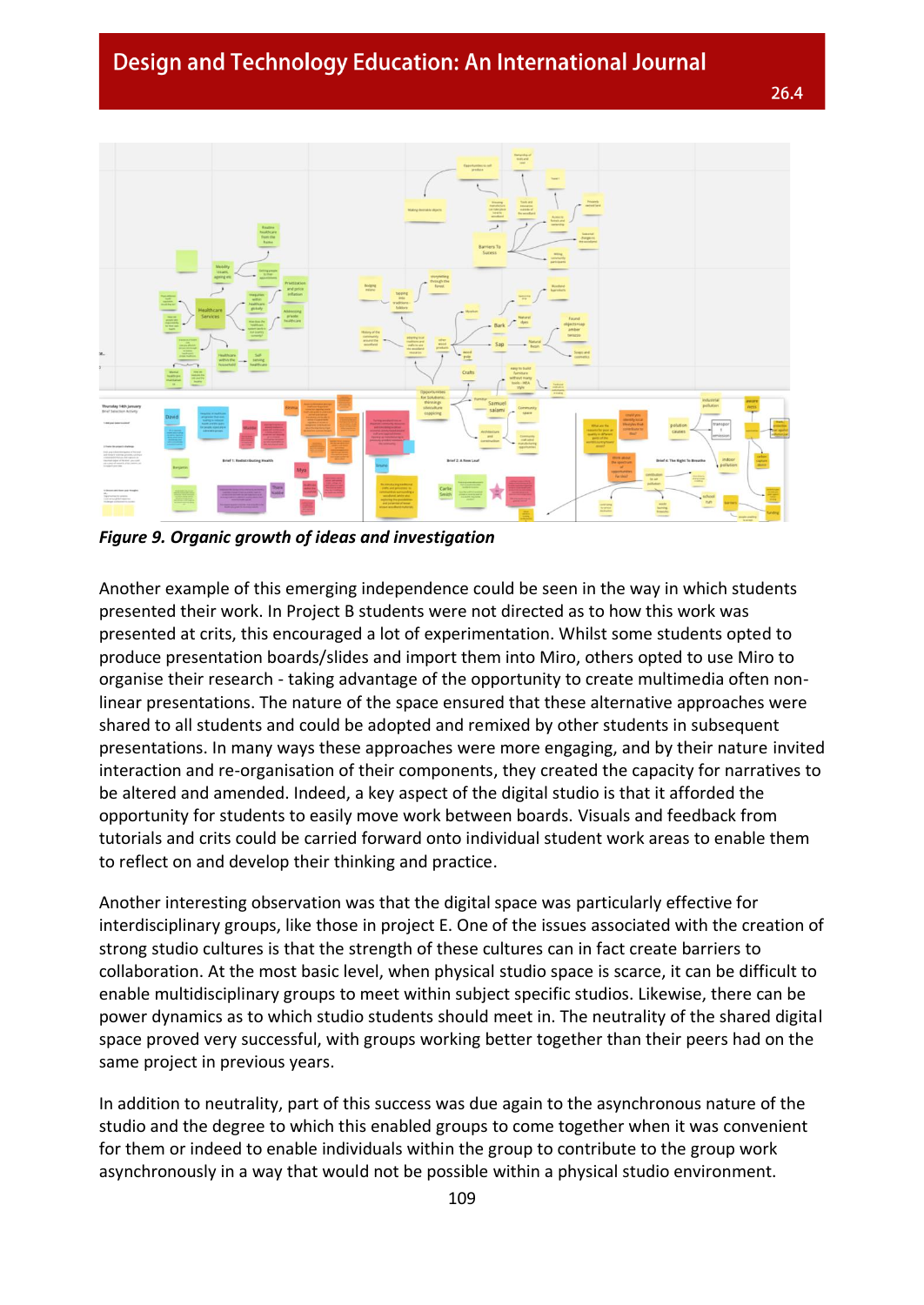*Figure 9. Organic growth of ideas and investigation*

Another example of this emerging independence could be seen in the way in which students presented their work. In Project B students were not directed as to how this work was presented at crits, this encouraged a lot of experimentation. Whilst some students opted to produce presentation boards/slides and import them into Miro, others opted to use Miro to organise their research - taking advantage of the opportunity to create multimedia often non-linear presentations. The nature of the space ensured that these alternative approaches were shared to all students and could be adopted and remixed by other students in subsequent presentations. In many ways these approaches were more engaging, and by their nature invited interaction and re-organisation of their components, they created the capacity for narratives to be altered and amended. Indeed, a key aspect of the digital studio is that it afforded the opportunity for students to easily move work between boards. Visuals and feedback from tutorials and crits could be carried forward onto individual student work areas to enable them to reflect on and develop their thinking and practice.

Another interesting observation was that the digital space was particularly effective for interdisciplinary groups, like those in project E. One of the issues associated with the creation of strong studio cultures is that the strength of these cultures can in fact create barriers to collaboration. At the most basic level, when physical studio space is scarce, it can be difficult to enable multidisciplinary groups to meet within subject specific studios. Likewise, there can be power dynamics as to which studio students should meet in. The neutrality of the shared digital space proved very successful, with groups working better together than their peers had on the same project in previous years.

In addition to neutrality, part of this success was due again to the asynchronous nature of the studio and the degree to which this enabled groups to come together when it was convenient for them or indeed to enable individuals within the group to contribute to the group work asynchronously in a way that would not be possible within a physical studio environment.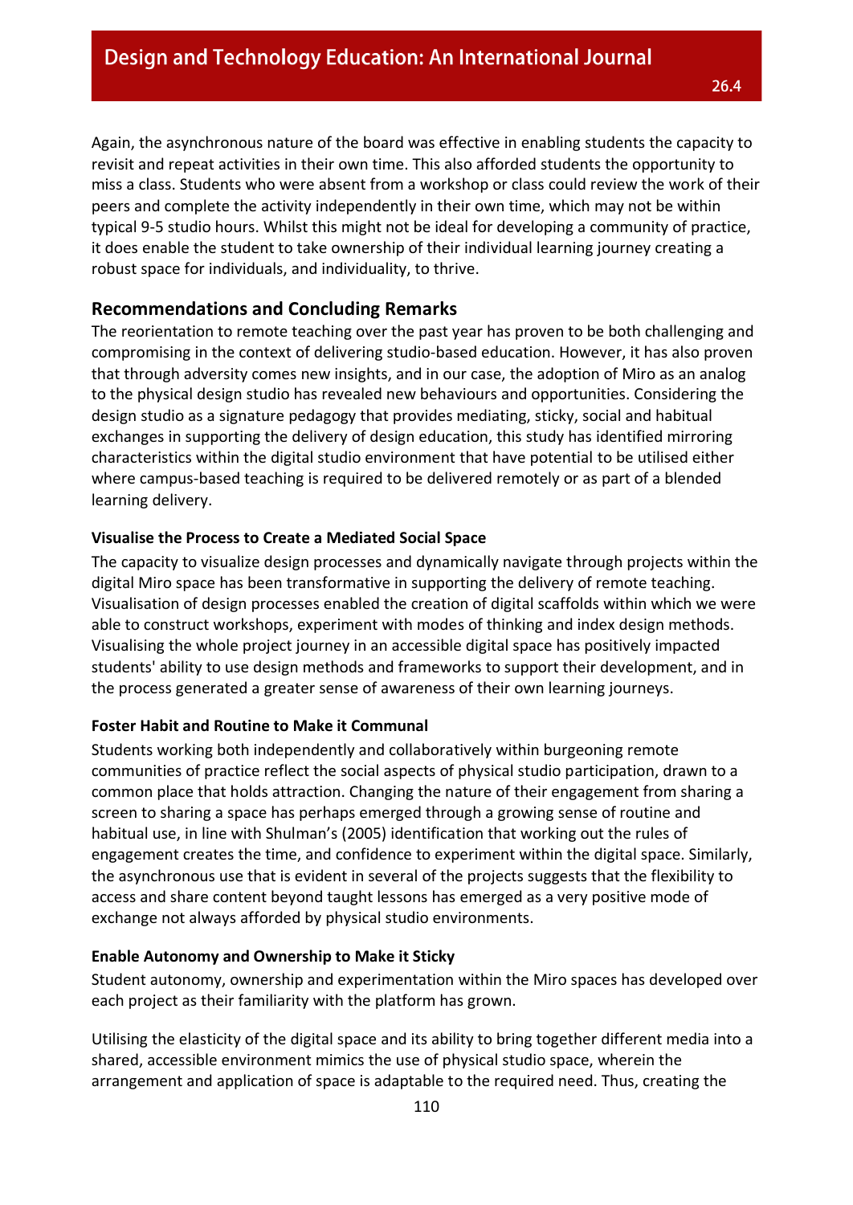Again, the asynchronous nature of the board was effective in enabling students the capacity to revisit and repeat activities in their own time. This also afforded students the opportunity to miss a class. Students who were absent from a workshop or class could review the work of their peers and complete the activity independently in their own time, which may not be within typical 9-5 studio hours. Whilst this might not be ideal for developing a community of practice, it does enable the student to take ownership of their individual learning journey creating a robust space for individuals, and individuality, to thrive.

## Recommendations and Concluding Remarks

The reorientation to remote teaching over the past year has proven to be both challenging and compromising in the context of delivering studio-based education. However, it has also proven that through adversity comes new insights, and in our case, the adoption of Miro as an analog to the physical design studio has revealed new behaviours and opportunities. Considering the design studio as a signature pedagogy that provides mediating, sticky, social and habitual exchanges in supporting the delivery of design education, this study has identified mirroring characteristics within the digital studio environment that have potential to be utilised either where campus-based teaching is required to be delivered remotely or as part of a blended learning delivery.

### Visualise the Process to Create a Mediated Social Space

The capacity to visualize design processes and dynamically navigate through projects within the digital Miro space has been transformative in supporting the delivery of remote teaching. Visualisation of design processes enabled the creation of digital scaffolds within which we were able to construct workshops, experiment with modes of thinking and index design methods. Visualising the whole project journey in an accessible digital space has positively impacted students' ability to use design methods and frameworks to support their development, and in the process generated a greater sense of awareness of their own learning journeys.

### Foster Habit and Routine to Make it Communal

Students working both independently and collaboratively within burgeoning remote communities of practice reflect the social aspects of physical studio participation, drawn to a common place that holds attraction. Changing the nature of their engagement from sharing a screen to sharing a space has perhaps emerged through a growing sense of routine and habitual use, in line with Shulman's (2005) identification that working out the rules of engagement creates the time, and confidence to experiment within the digital space. Similarly, the asynchronous use that is evident in several of the projects suggests that the flexibility to access and share content beyond taught lessons has emerged as a very positive mode of exchange not always afforded by physical studio environments.

### Enable Autonomy and Ownership to Make it Sticky

Student autonomy, ownership and experimentation within the Miro spaces has developed over each project as their familiarity with the platform has grown.

Utilising the elasticity of the digital space and its ability to bring together different media into a shared, accessible environment mimics the use of physical studio space, wherein the arrangement and application of space is adaptable to the required need. Thus, creating the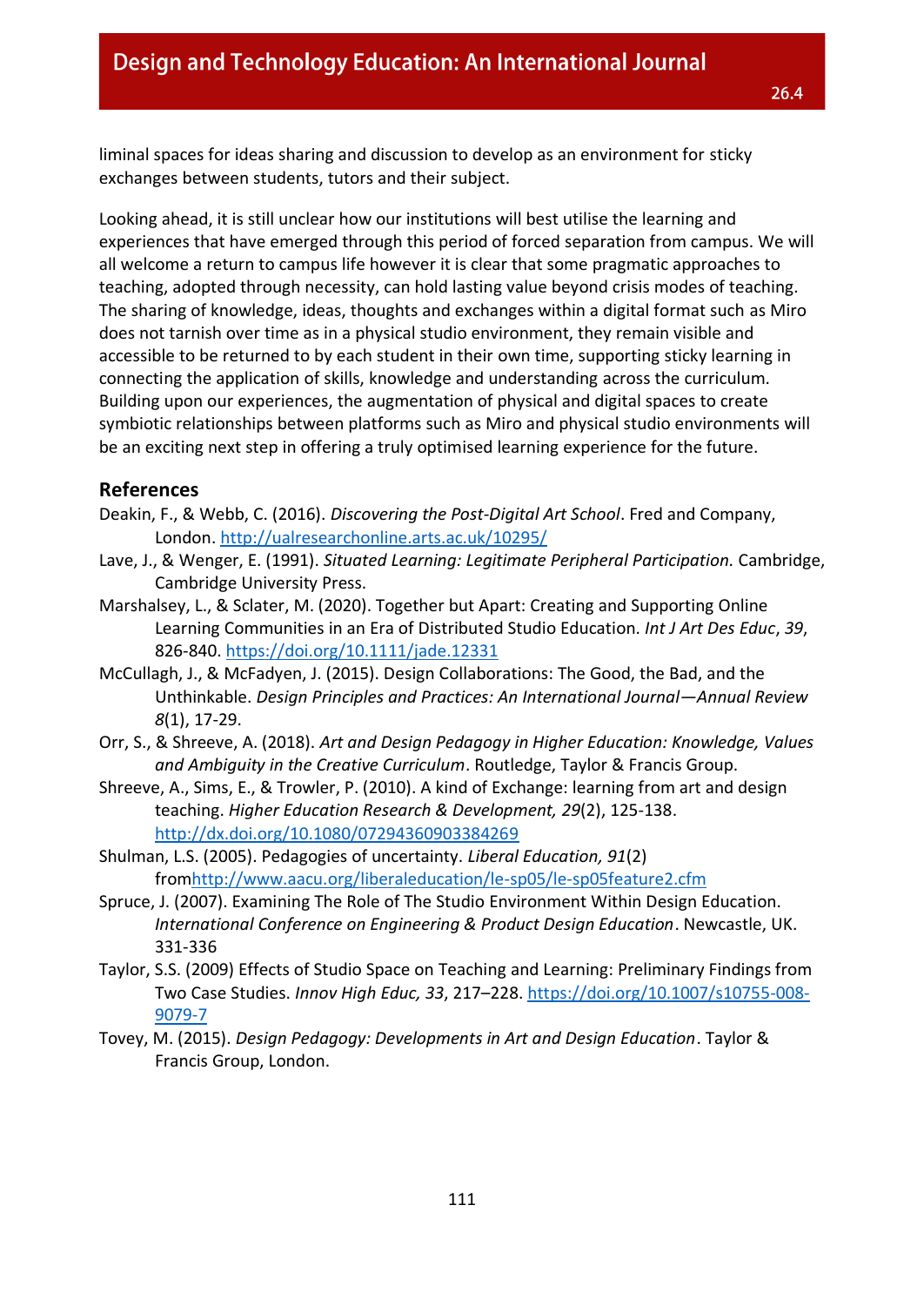liminal spaces for ideas sharing and discussion to develop as an environment for sticky exchanges between students, tutors and their subject.

Looking ahead, it is still unclear how our institutions will best utilise the learning and experiences that have emerged through this period of forced separation from campus. We will all welcome a return to campus life however it is clear that some pragmatic approaches to teaching, adopted through necessity, can hold lasting value beyond crisis modes of teaching. The sharing of knowledge, ideas, thoughts and exchanges within a digital format such as Miro does not tarnish over time as in a physical studio environment, they remain visible and accessible to be returned to by each student in their own time, supporting sticky learning in connecting the application of skills, knowledge and understanding across the curriculum. Building upon our experiences, the augmentation of physical and digital spaces to create symbiotic relationships between platforms such as Miro and physical studio environments will be an exciting next step in offering a truly optimised learning experience for the future.

## References

Deakin, F., & Webb, C. (2016). *Discovering the Post-Digital Art School*. Fred and Company, London. http://ualresearchonline.arts.ac.uk/10295/

Lave, J., & Wenger, E. (1991). *Situated Learning: Legitimate Peripheral Participation.* Cambridge, Cambridge University Press.

Marshalsey, L., & Sclater, M. (2020). Together but Apart: Creating and Supporting Online Learning Communities in an Era of Distributed Studio Education. *Int J Art Des Educ*, *39*, 826-840. https://doi.org/10.1111/jade.12331

McCullagh, J., & McFadyen, J. (2015). Design Collaborations: The Good, the Bad, and the Unthinkable. *Design Principles and Practices: An International Journal—Annual Review 8*(1), 17-29.

Orr, S., & Shreeve, A. (2018). *Art and Design Pedagogy in Higher Education: Knowledge, Values and Ambiguity in the Creative Curriculum*. Routledge, Taylor & Francis Group.

Shreeve, A., Sims, E., & Trowler, P. (2010). A kind of Exchange: learning from art and design teaching. *Higher Education Research & Development, 29*(2), 125-138. http://dx.doi.org/10.1080/07294360903384269

Shulman, L.S. (2005). Pedagogies of uncertainty. *Liberal Education, 91*(2) fromhttp://www.aacu.org/liberaleducation/le-sp05/le-sp05feature2.cfm

Spruce, J. (2007). Examining The Role of The Studio Environment Within Design Education. *International Conference on Engineering & Product Design Education*. Newcastle, UK. 331-336

Taylor, S.S. (2009) Effects of Studio Space on Teaching and Learning: Preliminary Findings from Two Case Studies. *Innov High Educ, 33*, 217–228. https://doi.org/10.1007/s10755-008-9079-7

Tovey, M. (2015). *Design Pedagogy: Developments in Art and Design Education*. Taylor & Francis Group, London.